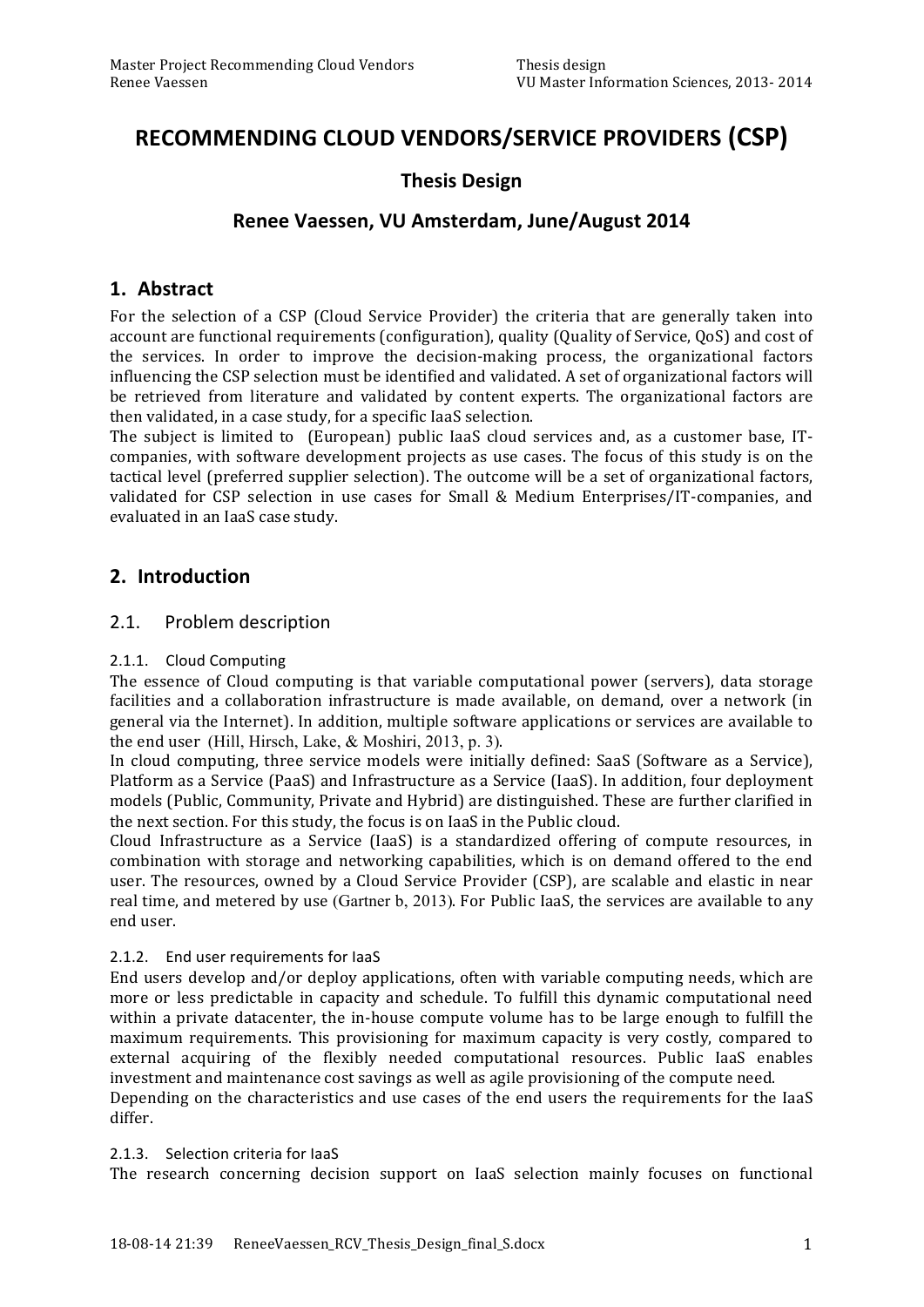# RECOMMENDING CLOUD VENDORS/SERVICE PROVIDERS (CSP)

## Thesis Design

## Renee Vaessen, VU Amsterdam, June/August 2014

## 1. Abstract

For the selection of a CSP (Cloud Service Provider) the criteria that are generally taken into account are functional requirements (configuration), quality (Quality of Service, QoS) and cost of the services. In order to improve the decision-making process, the organizational factors influencing the CSP selection must be identified and validated. A set of organizational factors will be retrieved from literature and validated by content experts. The organizational factors are then validated, in a case study, for a specific IaaS selection.

The subject is limited to (European) public IaaS cloud services and, as a customer base, IT-companies, with software development projects as use cases. The focus of this study is on the tactical level (preferred supplier selection). The outcome will be a set of organizational factors, validated for CSP selection in use cases for Small & Medium Enterprises/IT-companies, and evaluated in an IaaS case study.

## 2. Introduction

### 2.1. Problem description

#### 2.1.1. Cloud Computing

The essence of Cloud computing is that variable computational power (servers), data storage facilities and a collaboration infrastructure is made available, on demand, over a network (in general via the Internet). In addition, multiple software applications or services are available to the end user (Hill, Hirsch, Lake, & Moshiri, 2013, p. 3).

In cloud computing, three service models were initially defined: SaaS (Software as a Service), Platform as a Service (PaaS) and Infrastructure as a Service (IaaS). In addition, four deployment models (Public, Community, Private and Hybrid) are distinguished. These are further clarified in the next section. For this study, the focus is on IaaS in the Public cloud.

Cloud Infrastructure as a Service (IaaS) is a standardized offering of compute resources, in combination with storage and networking capabilities, which is on demand offered to the end user. The resources, owned by a Cloud Service Provider (CSP), are scalable and elastic in near real time, and metered by use (Gartner b, 2013). For Public IaaS, the services are available to any end user.

#### 2.1.2. End user requirements for IaaS

End users develop and/or deploy applications, often with variable computing needs, which are more or less predictable in capacity and schedule. To fulfill this dynamic computational need within a private datacenter, the in-house compute volume has to be large enough to fulfill the maximum requirements. This provisioning for maximum capacity is very costly, compared to external acquiring of the flexibly needed computational resources. Public IaaS enables investment and maintenance cost savings as well as agile provisioning of the compute need.

Depending on the characteristics and use cases of the end users the requirements for the IaaS differ.

#### 2.1.3. Selection criteria for IaaS

The research concerning decision support on IaaS selection mainly focuses on functional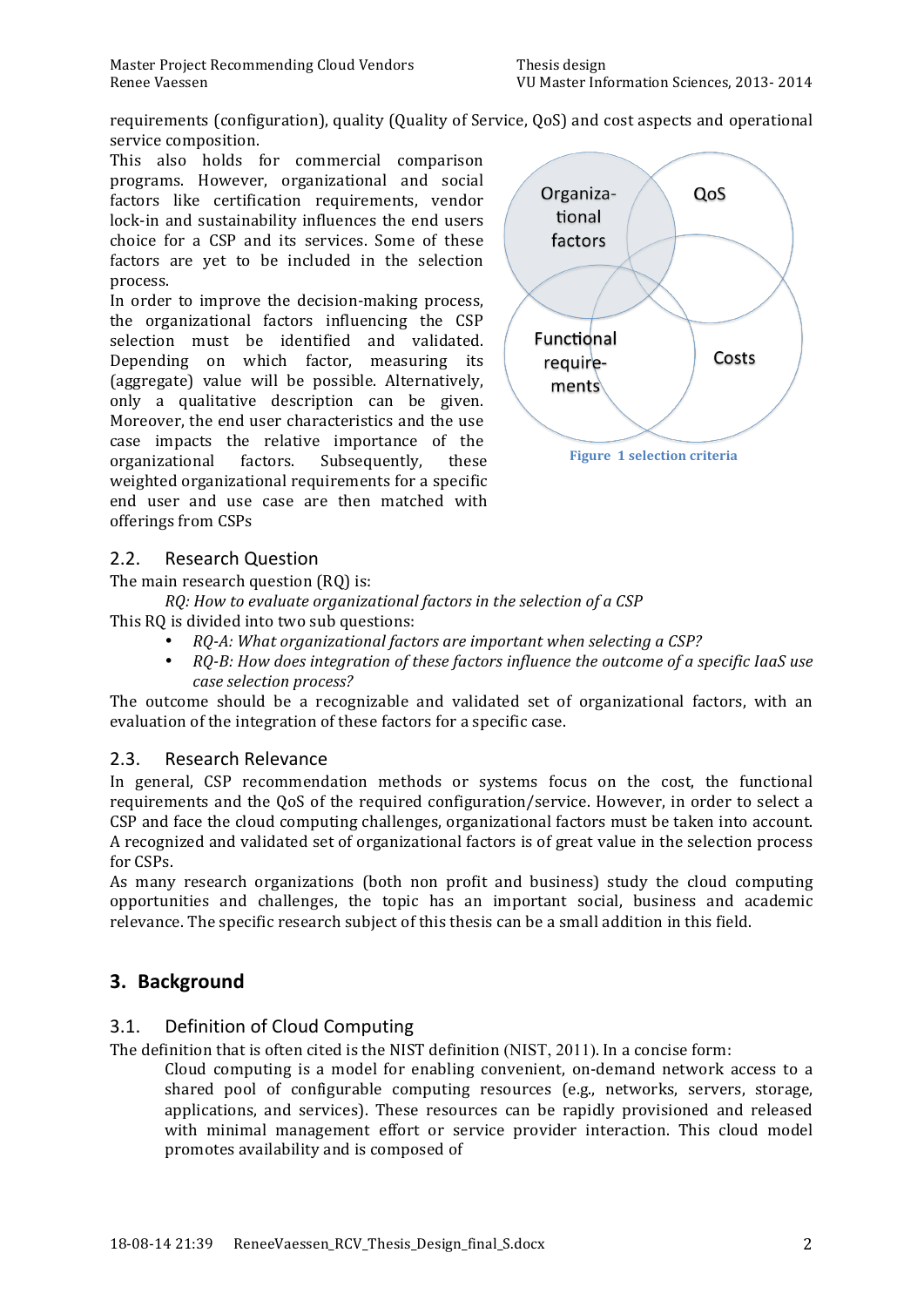requirements (configuration), quality (Quality of Service, QoS) and cost aspects and operational service composition.

This also holds for commercial comparison programs. However, organizational and social factors like certification requirements, vendor lock-in and sustainability influences the end users choice for a CSP and its services. Some of these factors are yet to be included in the selection process.

In order to improve the decision-making process, the organizational factors influencing the CSP selection must be identified and validated. Depending on which factor, measuring its (aggregate) value will be possible. Alternatively, only a qualitative description can be given. Moreover, the end user characteristics and the use case impacts the relative importance of the organizational factors. Subsequently, these weighted organizational requirements for a specific end user and use case are then matched with offerings from CSPs

Organiza-tional factors | QoS | Functional require-ments | Costs

**Figure 1 selection criteria**

## 2.2. Research Question

The main research question (RQ) is:

*RQ: How to evaluate organizational factors in the selection of a CSP*

This RQ is divided into two sub questions:

- *RQ-A: What organizational factors are important when selecting a CSP?*
- *RQ-B: How does integration of these factors influence the outcome of a specific IaaS use case selection process?*

The outcome should be a recognizable and validated set of organizational factors, with an evaluation of the integration of these factors for a specific case.

## 2.3. Research Relevance

In general, CSP recommendation methods or systems focus on the cost, the functional requirements and the QoS of the required configuration/service. However, in order to select a CSP and face the cloud computing challenges, organizational factors must be taken into account. A recognized and validated set of organizational factors is of great value in the selection process for CSPs.

As many research organizations (both non profit and business) study the cloud computing opportunities and challenges, the topic has an important social, business and academic relevance. The specific research subject of this thesis can be a small addition in this field.

# 3. Background

## 3.1. Definition of Cloud Computing

The definition that is often cited is the NIST definition (NIST, 2011). In a concise form:

> Cloud computing is a model for enabling convenient, on-demand network access to a shared pool of configurable computing resources (e.g., networks, servers, storage, applications, and services). These resources can be rapidly provisioned and released with minimal management effort or service provider interaction. This cloud model promotes availability and is composed of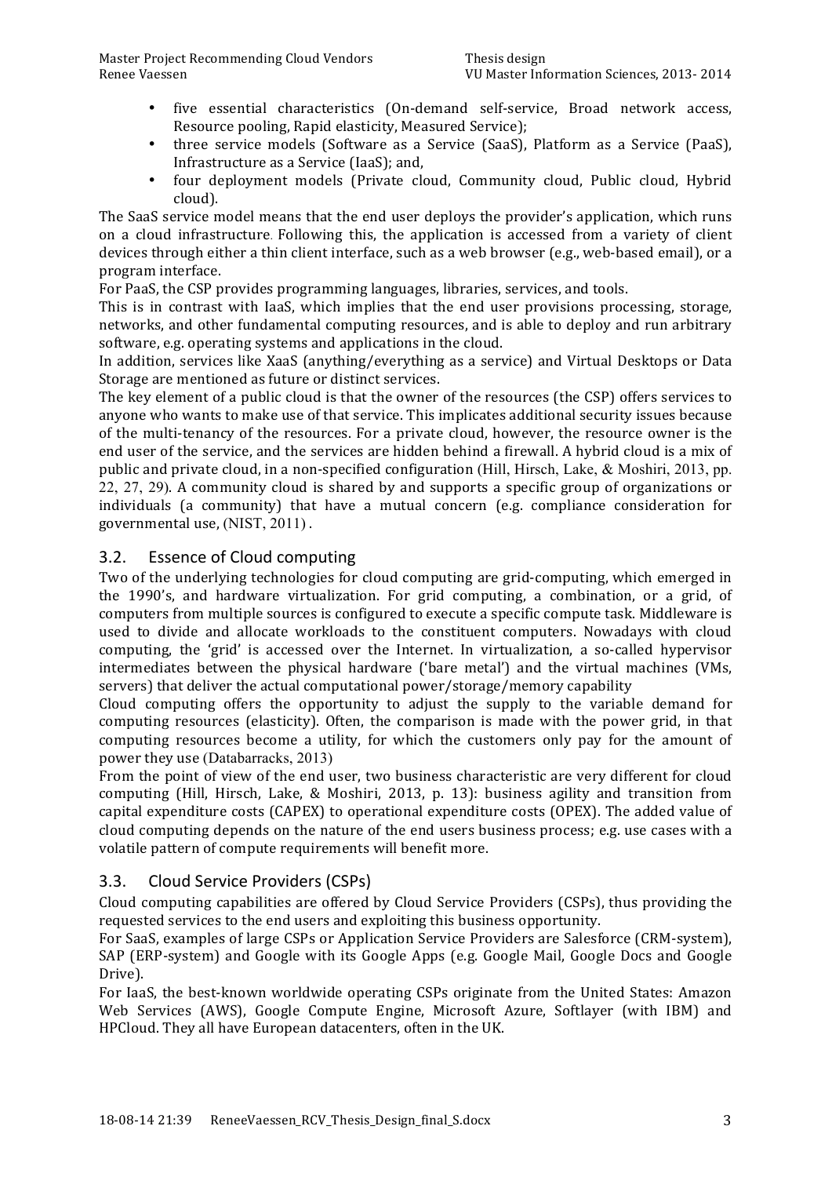- five essential characteristics (On-demand self-service, Broad network access, Resource pooling, Rapid elasticity, Measured Service);
- three service models (Software as a Service (SaaS), Platform as a Service (PaaS), Infrastructure as a Service (IaaS); and,
- four deployment models (Private cloud, Community cloud, Public cloud, Hybrid cloud).

The SaaS service model means that the end user deploys the provider's application, which runs on a cloud infrastructure. Following this, the application is accessed from a variety of client devices through either a thin client interface, such as a web browser (e.g., web-based email), or a program interface.

For PaaS, the CSP provides programming languages, libraries, services, and tools.

This is in contrast with IaaS, which implies that the end user provisions processing, storage, networks, and other fundamental computing resources, and is able to deploy and run arbitrary software, e.g. operating systems and applications in the cloud.

In addition, services like XaaS (anything/everything as a service) and Virtual Desktops or Data Storage are mentioned as future or distinct services.

The key element of a public cloud is that the owner of the resources (the CSP) offers services to anyone who wants to make use of that service. This implicates additional security issues because of the multi-tenancy of the resources. For a private cloud, however, the resource owner is the end user of the service, and the services are hidden behind a firewall. A hybrid cloud is a mix of public and private cloud, in a non-specified configuration (Hill, Hirsch, Lake, & Moshiri, 2013, pp. 22, 27, 29). A community cloud is shared by and supports a specific group of organizations or individuals (a community) that have a mutual concern (e.g. compliance consideration for governmental use, (NIST, 2011) .

## 3.2. Essence of Cloud computing

Two of the underlying technologies for cloud computing are grid-computing, which emerged in the 1990's, and hardware virtualization. For grid computing, a combination, or a grid, of computers from multiple sources is configured to execute a specific compute task. Middleware is used to divide and allocate workloads to the constituent computers. Nowadays with cloud computing, the 'grid' is accessed over the Internet. In virtualization, a so-called hypervisor intermediates between the physical hardware ('bare metal') and the virtual machines (VMs, servers) that deliver the actual computational power/storage/memory capability

Cloud computing offers the opportunity to adjust the supply to the variable demand for computing resources (elasticity). Often, the comparison is made with the power grid, in that computing resources become a utility, for which the customers only pay for the amount of power they use (Databarracks, 2013)

From the point of view of the end user, two business characteristic are very different for cloud computing (Hill, Hirsch, Lake, & Moshiri, 2013, p. 13): business agility and transition from capital expenditure costs (CAPEX) to operational expenditure costs (OPEX). The added value of cloud computing depends on the nature of the end users business process; e.g. use cases with a volatile pattern of compute requirements will benefit more.

## 3.3. Cloud Service Providers (CSPs)

Cloud computing capabilities are offered by Cloud Service Providers (CSPs), thus providing the requested services to the end users and exploiting this business opportunity.

For SaaS, examples of large CSPs or Application Service Providers are Salesforce (CRM-system), SAP (ERP-system) and Google with its Google Apps (e.g. Google Mail, Google Docs and Google Drive).

For IaaS, the best-known worldwide operating CSPs originate from the United States: Amazon Web Services (AWS), Google Compute Engine, Microsoft Azure, Softlayer (with IBM) and HPCloud. They all have European datacenters, often in the UK.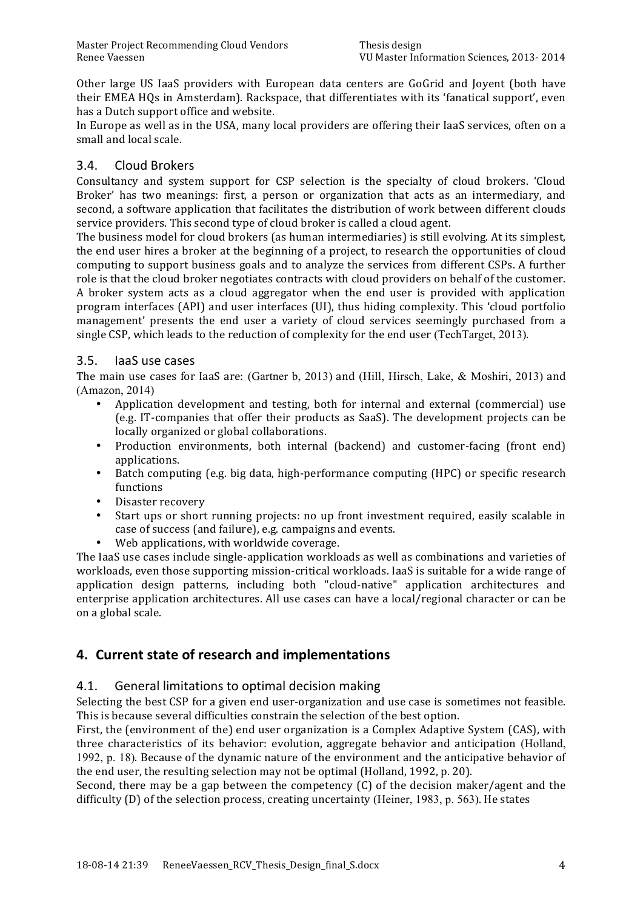Other large US IaaS providers with European data centers are GoGrid and Joyent (both have their EMEA HQs in Amsterdam). Rackspace, that differentiates with its 'fanatical support', even has a Dutch support office and website.

In Europe as well as in the USA, many local providers are offering their IaaS services, often on a small and local scale.

### 3.4. Cloud Brokers

Consultancy and system support for CSP selection is the specialty of cloud brokers. 'Cloud Broker' has two meanings: first, a person or organization that acts as an intermediary, and second, a software application that facilitates the distribution of work between different clouds service providers. This second type of cloud broker is called a cloud agent.

The business model for cloud brokers (as human intermediaries) is still evolving. At its simplest, the end user hires a broker at the beginning of a project, to research the opportunities of cloud computing to support business goals and to analyze the services from different CSPs. A further role is that the cloud broker negotiates contracts with cloud providers on behalf of the customer. A broker system acts as a cloud aggregator when the end user is provided with application program interfaces (API) and user interfaces (UI), thus hiding complexity. This 'cloud portfolio management' presents the end user a variety of cloud services seemingly purchased from a single CSP, which leads to the reduction of complexity for the end user (TechTarget, 2013).

### 3.5. IaaS use cases

The main use cases for IaaS are: (Gartner b, 2013) and (Hill, Hirsch, Lake, & Moshiri, 2013) and (Amazon, 2014)

- Application development and testing, both for internal and external (commercial) use (e.g. IT-companies that offer their products as SaaS). The development projects can be locally organized or global collaborations.
- Production environments, both internal (backend) and customer-facing (front end) applications.
- Batch computing (e.g. big data, high-performance computing (HPC) or specific research functions
- Disaster recovery
- Start ups or short running projects: no up front investment required, easily scalable in case of success (and failure), e.g. campaigns and events.
- Web applications, with worldwide coverage.

The IaaS use cases include single-application workloads as well as combinations and varieties of workloads, even those supporting mission-critical workloads. IaaS is suitable for a wide range of application design patterns, including both "cloud-native" application architectures and enterprise application architectures. All use cases can have a local/regional character or can be on a global scale.

## 4. Current state of research and implementations

### 4.1. General limitations to optimal decision making

Selecting the best CSP for a given end user-organization and use case is sometimes not feasible. This is because several difficulties constrain the selection of the best option.

First, the (environment of the) end user organization is a Complex Adaptive System (CAS), with three characteristics of its behavior: evolution, aggregate behavior and anticipation (Holland, 1992, p. 18). Because of the dynamic nature of the environment and the anticipative behavior of the end user, the resulting selection may not be optimal (Holland, 1992, p. 20).

Second, there may be a gap between the competency (C) of the decision maker/agent and the difficulty (D) of the selection process, creating uncertainty (Heiner, 1983, p. 563). He states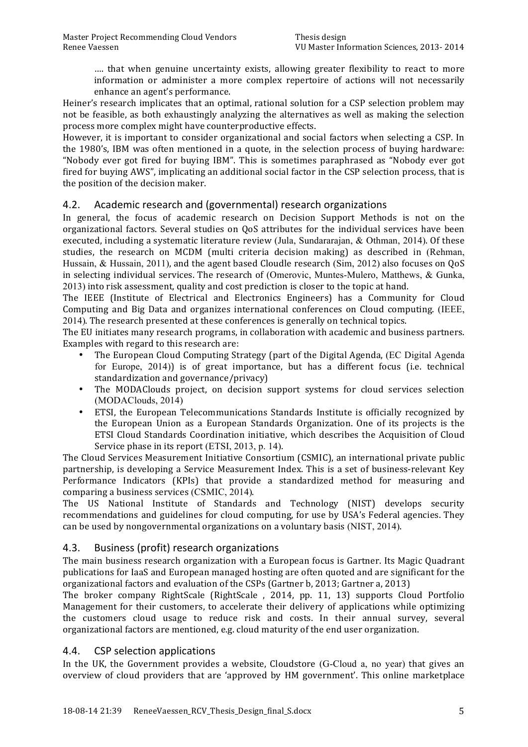> …. that when genuine uncertainty exists, allowing greater flexibility to react to more information or administer a more complex repertoire of actions will not necessarily enhance an agent's performance.

Heiner's research implicates that an optimal, rational solution for a CSP selection problem may not be feasible, as both exhaustingly analyzing the alternatives as well as making the selection process more complex might have counterproductive effects.

However, it is important to consider organizational and social factors when selecting a CSP. In the 1980's, IBM was often mentioned in a quote, in the selection process of buying hardware: "Nobody ever got fired for buying IBM". This is sometimes paraphrased as "Nobody ever got fired for buying AWS", implicating an additional social factor in the CSP selection process, that is the position of the decision maker.

## 4.2. Academic research and (governmental) research organizations

In general, the focus of academic research on Decision Support Methods is not on the organizational factors. Several studies on QoS attributes for the individual services have been executed, including a systematic literature review (Jula, Sundararajan, & Othman, 2014). Of these studies, the research on MCDM (multi criteria decision making) as described in (Rehman, Hussain, & Hussain, 2011), and the agent based Cloudle research (Sim, 2012) also focuses on QoS in selecting individual services. The research of (Omerovic, Muntes-Mulero, Matthews, & Gunka, 2013) into risk assessment, quality and cost prediction is closer to the topic at hand.

The IEEE (Institute of Electrical and Electronics Engineers) has a Community for Cloud Computing and Big Data and organizes international conferences on Cloud computing. (IEEE, 2014). The research presented at these conferences is generally on technical topics.

The EU initiates many research programs, in collaboration with academic and business partners. Examples with regard to this research are:

- The European Cloud Computing Strategy (part of the Digital Agenda, (EC Digital Agenda for Europe, 2014)) is of great importance, but has a different focus (i.e. technical standardization and governance/privacy)
- The MODAClouds project, on decision support systems for cloud services selection (MODAClouds, 2014)
- ETSI, the European Telecommunications Standards Institute is officially recognized by the European Union as a European Standards Organization. One of its projects is the ETSI Cloud Standards Coordination initiative, which describes the Acquisition of Cloud Service phase in its report (ETSI, 2013, p. 14).

The Cloud Services Measurement Initiative Consortium (CSMIC), an international private public partnership, is developing a Service Measurement Index. This is a set of business-relevant Key Performance Indicators (KPIs) that provide a standardized method for measuring and comparing a business services (CSMIC, 2014).

The US National Institute of Standards and Technology (NIST) develops security recommendations and guidelines for cloud computing, for use by USA's Federal agencies. They can be used by nongovernmental organizations on a voluntary basis (NIST, 2014).

## 4.3. Business (profit) research organizations

The main business research organization with a European focus is Gartner. Its Magic Quadrant publications for IaaS and European managed hosting are often quoted and are significant for the organizational factors and evaluation of the CSPs (Gartner b, 2013; Gartner a, 2013)

The broker company RightScale (RightScale , 2014, pp. 11, 13) supports Cloud Portfolio Management for their customers, to accelerate their delivery of applications while optimizing the customers cloud usage to reduce risk and costs. In their annual survey, several organizational factors are mentioned, e.g. cloud maturity of the end user organization.

## 4.4. CSP selection applications

In the UK, the Government provides a website, Cloudstore (G-Cloud a, no year) that gives an overview of cloud providers that are 'approved by HM government'. This online marketplace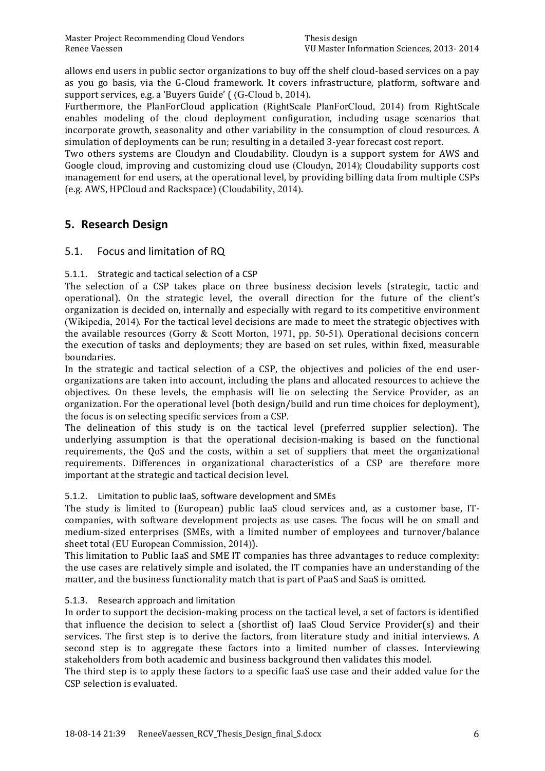allows end users in public sector organizations to buy off the shelf cloud-based services on a pay as you go basis, via the G-Cloud framework. It covers infrastructure, platform, software and support services, e.g. a 'Buyers Guide' ( (G-Cloud b, 2014).

Furthermore, the PlanForCloud application (RightScale PlanForCloud, 2014) from RightScale enables modeling of the cloud deployment configuration, including usage scenarios that incorporate growth, seasonality and other variability in the consumption of cloud resources. A simulation of deployments can be run; resulting in a detailed 3-year forecast cost report.

Two others systems are Cloudyn and Cloudability. Cloudyn is a support system for AWS and Google cloud, improving and customizing cloud use (Cloudyn, 2014); Cloudability supports cost management for end users, at the operational level, by providing billing data from multiple CSPs (e.g. AWS, HPCloud and Rackspace) (Cloudability, 2014).

## 5. Research Design

### 5.1. Focus and limitation of RQ

#### 5.1.1. Strategic and tactical selection of a CSP

The selection of a CSP takes place on three business decision levels (strategic, tactic and operational). On the strategic level, the overall direction for the future of the client's organization is decided on, internally and especially with regard to its competitive environment (Wikipedia, 2014). For the tactical level decisions are made to meet the strategic objectives with the available resources (Gorry & Scott Morton, 1971, pp. 50-51). Operational decisions concern the execution of tasks and deployments; they are based on set rules, within fixed, measurable boundaries.

In the strategic and tactical selection of a CSP, the objectives and policies of the end user-organizations are taken into account, including the plans and allocated resources to achieve the objectives. On these levels, the emphasis will lie on selecting the Service Provider, as an organization. For the operational level (both design/build and run time choices for deployment), the focus is on selecting specific services from a CSP.

The delineation of this study is on the tactical level (preferred supplier selection). The underlying assumption is that the operational decision-making is based on the functional requirements, the QoS and the costs, within a set of suppliers that meet the organizational requirements. Differences in organizational characteristics of a CSP are therefore more important at the strategic and tactical decision level.

#### 5.1.2. Limitation to public IaaS, software development and SMEs

The study is limited to (European) public IaaS cloud services and, as a customer base, IT-companies, with software development projects as use cases. The focus will be on small and medium-sized enterprises (SMEs, with a limited number of employees and turnover/balance sheet total (EU European Commission, 2014)).

This limitation to Public IaaS and SME IT companies has three advantages to reduce complexity: the use cases are relatively simple and isolated, the IT companies have an understanding of the matter, and the business functionality match that is part of PaaS and SaaS is omitted.

#### 5.1.3. Research approach and limitation

In order to support the decision-making process on the tactical level, a set of factors is identified that influence the decision to select a (shortlist of) IaaS Cloud Service Provider(s) and their services. The first step is to derive the factors, from literature study and initial interviews. A second step is to aggregate these factors into a limited number of classes. Interviewing stakeholders from both academic and business background then validates this model.

The third step is to apply these factors to a specific IaaS use case and their added value for the CSP selection is evaluated.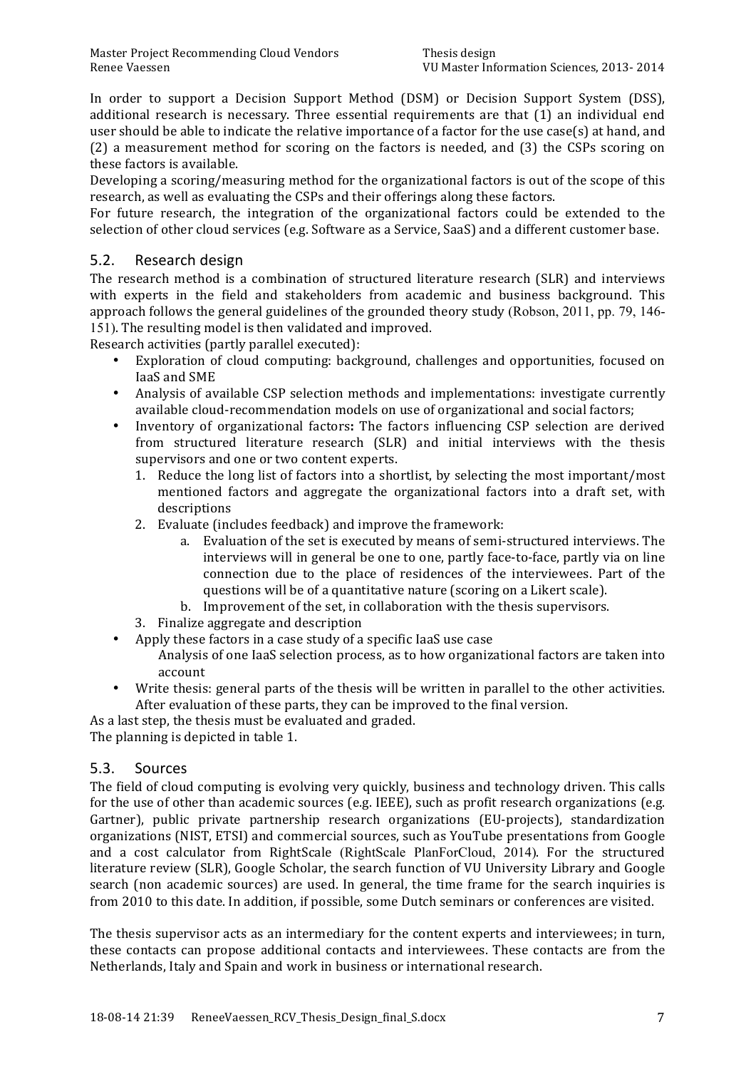In order to support a Decision Support Method (DSM) or Decision Support System (DSS), additional research is necessary. Three essential requirements are that (1) an individual end user should be able to indicate the relative importance of a factor for the use case(s) at hand, and (2) a measurement method for scoring on the factors is needed, and (3) the CSPs scoring on these factors is available.

Developing a scoring/measuring method for the organizational factors is out of the scope of this research, as well as evaluating the CSPs and their offerings along these factors.

For future research, the integration of the organizational factors could be extended to the selection of other cloud services (e.g. Software as a Service, SaaS) and a different customer base.

## 5.2. Research design

The research method is a combination of structured literature research (SLR) and interviews with experts in the field and stakeholders from academic and business background. This approach follows the general guidelines of the grounded theory study (Robson, 2011, pp. 79, 146-151). The resulting model is then validated and improved.

Research activities (partly parallel executed):

- Exploration of cloud computing: background, challenges and opportunities, focused on IaaS and SME
- Analysis of available CSP selection methods and implementations: investigate currently available cloud-recommendation models on use of organizational and social factors;
- Inventory of organizational factors**:** The factors influencing CSP selection are derived from structured literature research (SLR) and initial interviews with the thesis supervisors and one or two content experts.
    1. Reduce the long list of factors into a shortlist, by selecting the most important/most mentioned factors and aggregate the organizational factors into a draft set, with descriptions
    2. Evaluate (includes feedback) and improve the framework:
        a. Evaluation of the set is executed by means of semi-structured interviews. The interviews will in general be one to one, partly face-to-face, partly via on line connection due to the place of residences of the interviewees. Part of the questions will be of a quantitative nature (scoring on a Likert scale).
        b. Improvement of the set, in collaboration with the thesis supervisors.
    3. Finalize aggregate and description
- Apply these factors in a case study of a specific IaaS use case
  Analysis of one IaaS selection process, as to how organizational factors are taken into account
- Write thesis: general parts of the thesis will be written in parallel to the other activities. After evaluation of these parts, they can be improved to the final version.

As a last step, the thesis must be evaluated and graded.

The planning is depicted in table 1.

## 5.3. Sources

The field of cloud computing is evolving very quickly, business and technology driven. This calls for the use of other than academic sources (e.g. IEEE), such as profit research organizations (e.g. Gartner), public private partnership research organizations (EU-projects), standardization organizations (NIST, ETSI) and commercial sources, such as YouTube presentations from Google and a cost calculator from RightScale (RightScale PlanForCloud, 2014). For the structured literature review (SLR), Google Scholar, the search function of VU University Library and Google search (non academic sources) are used. In general, the time frame for the search inquiries is from 2010 to this date. In addition, if possible, some Dutch seminars or conferences are visited.

The thesis supervisor acts as an intermediary for the content experts and interviewees; in turn, these contacts can propose additional contacts and interviewees. These contacts are from the Netherlands, Italy and Spain and work in business or international research.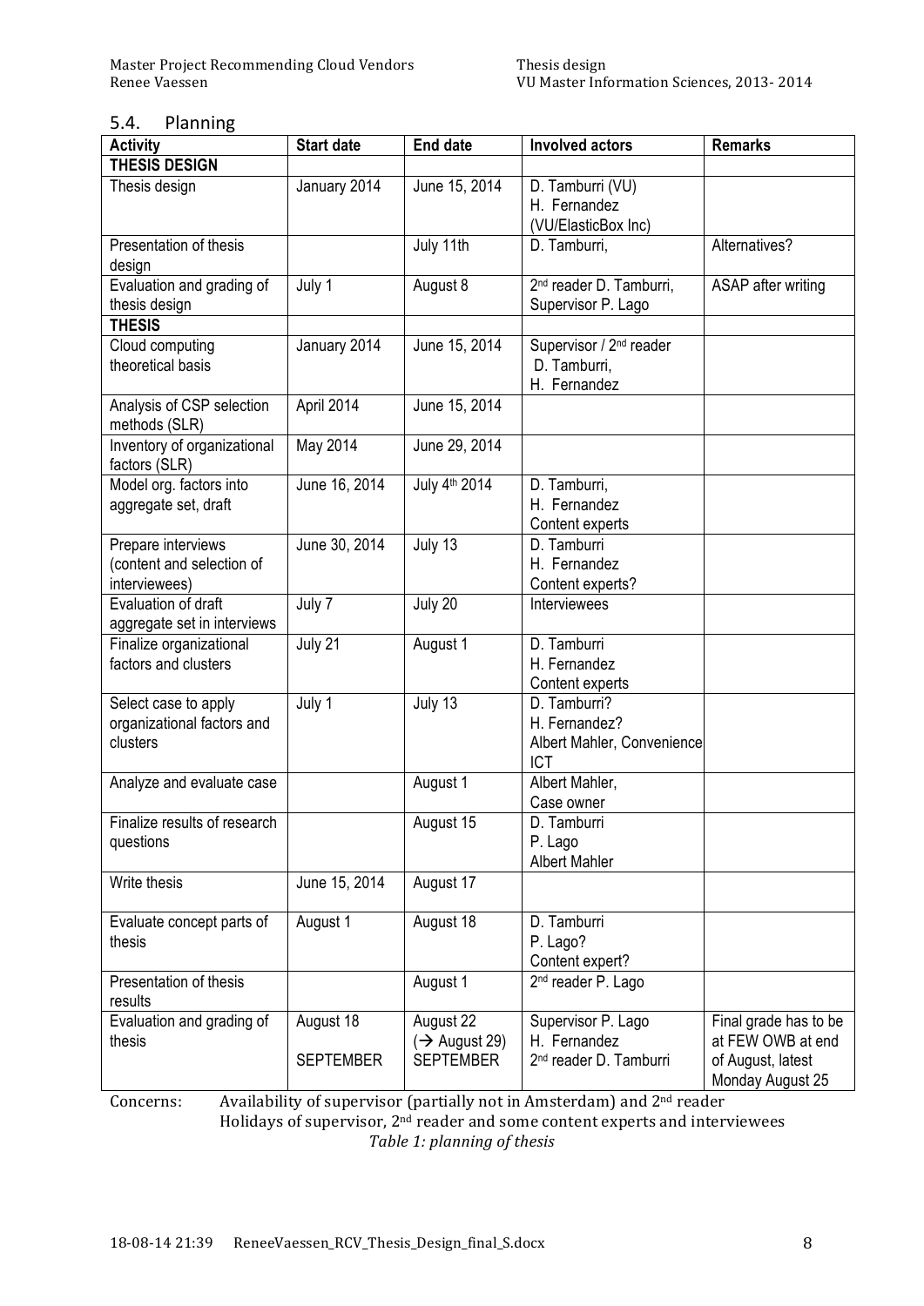### 5.4. Planning

| Activity | Start date | End date | Involved actors | Remarks |
|---|---|---|---|---|
| **THESIS DESIGN** | | | | |
| Thesis design | January 2014 | June 15, 2014 | D. Tamburri (VU) H. Fernandez (VU/ElasticBox Inc) | |
| Presentation of thesis design | | July 11th | D. Tamburri, | Alternatives? |
| Evaluation and grading of thesis design | July 1 | August 8 | 2nd reader D. Tamburri, Supervisor P. Lago | ASAP after writing |
| **THESIS** | | | | |
| Cloud computing theoretical basis | January 2014 | June 15, 2014 | Supervisor / 2nd reader D. Tamburri, H. Fernandez | |
| Analysis of CSP selection methods (SLR) | April 2014 | June 15, 2014 | | |
| Inventory of organizational factors (SLR) | May 2014 | June 29, 2014 | | |
| Model org. factors into aggregate set, draft | June 16, 2014 | July 4th 2014 | D. Tamburri, H. Fernandez Content experts | |
| Prepare interviews (content and selection of interviewees) | June 30, 2014 | July 13 | D. Tamburri H. Fernandez Content experts? | |
| Evaluation of draft aggregate set in interviews | July 7 | July 20 | Interviewees | |
| Finalize organizational factors and clusters | July 21 | August 1 | D. Tamburri H. Fernandez Content experts | |
| Select case to apply organizational factors and clusters | July 1 | July 13 | D. Tamburri? H. Fernandez? Albert Mahler, Convenience ICT | |
| Analyze and evaluate case | | August 1 | Albert Mahler, Case owner | |
| Finalize results of research questions | | August 15 | D. Tamburri P. Lago Albert Mahler | |
| Write thesis | June 15, 2014 | August 17 | | |
| Evaluate concept parts of thesis | August 1 | August 18 | D. Tamburri P. Lago? Content expert? | |
| Presentation of thesis results | | August 1 | 2nd reader P. Lago | |
| Evaluation and grading of thesis | August 18 SEPTEMBER | August 22 (→ August 29) SEPTEMBER | Supervisor P. Lago H. Fernandez 2nd reader D. Tamburri | Final grade has to be at FEW OWB at end of August, latest Monday August 25 |

Concerns: Availability of supervisor (partially not in Amsterdam) and 2nd reader
Holidays of supervisor, 2nd reader and some content experts and interviewees

*Table 1: planning of thesis*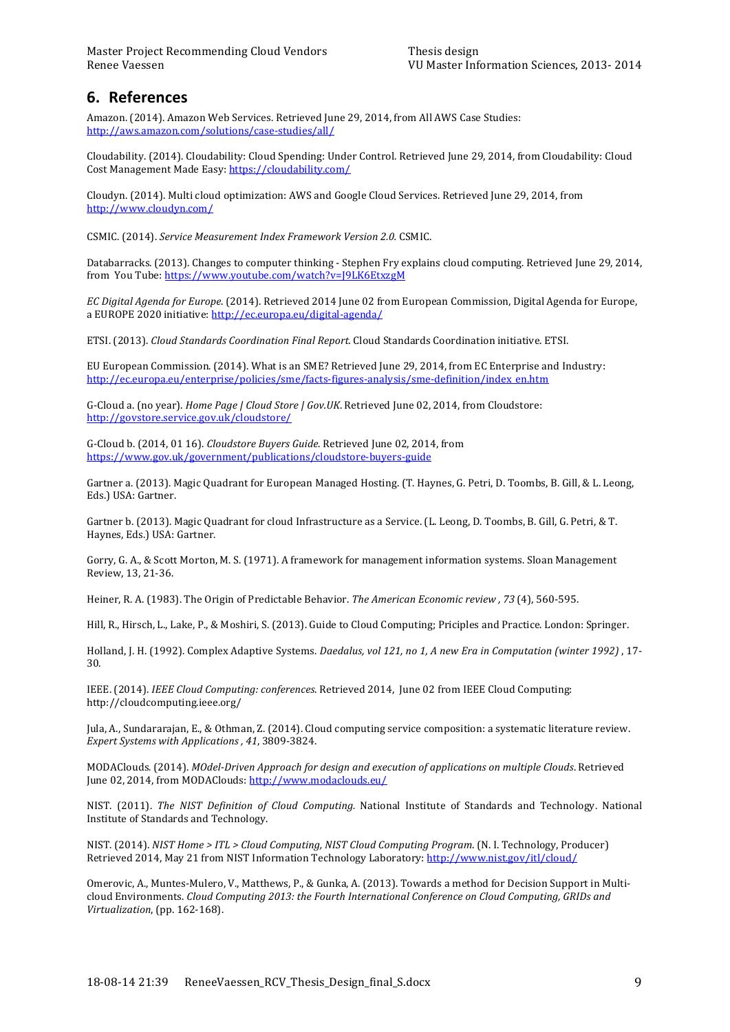## 6. References

Amazon. (2014). Amazon Web Services. Retrieved June 29, 2014, from All AWS Case Studies: http://aws.amazon.com/solutions/case-studies/all/

Cloudability. (2014). Cloudability: Cloud Spending: Under Control. Retrieved June 29, 2014, from Cloudability: Cloud Cost Management Made Easy: https://cloudability.com/

Cloudyn. (2014). Multi cloud optimization: AWS and Google Cloud Services. Retrieved June 29, 2014, from http://www.cloudyn.com/

CSMIC. (2014). *Service Measurement Index Framework Version 2.0.* CSMIC.

Databarracks. (2013). Changes to computer thinking - Stephen Fry explains cloud computing. Retrieved June 29, 2014, from You Tube: https://www.youtube.com/watch?v=J9LK6EtxzgM

*EC Digital Agenda for Europe*. (2014). Retrieved 2014 June 02 from European Commission, Digital Agenda for Europe, a EUROPE 2020 initiative: http://ec.europa.eu/digital-agenda/

ETSI. (2013). *Cloud Standards Coordination Final Report*. Cloud Standards Coordination initiative. ETSI.

EU European Commission. (2014). What is an SME? Retrieved June 29, 2014, from EC Enterprise and Industry: http://ec.europa.eu/enterprise/policies/sme/facts-figures-analysis/sme-definition/index_en.htm

G-Cloud a. (no year). *Home Page | Cloud Store | Gov.UK*. Retrieved June 02, 2014, from Cloudstore: http://govstore.service.gov.uk/cloudstore/

G-Cloud b. (2014, 01 16). *Cloudstore Buyers Guide*. Retrieved June 02, 2014, from https://www.gov.uk/government/publications/cloudstore-buyers-guide

Gartner a. (2013). Magic Quadrant for European Managed Hosting. (T. Haynes, G. Petri, D. Toombs, B. Gill, & L. Leong, Eds.) USA: Gartner.

Gartner b. (2013). Magic Quadrant for cloud Infrastructure as a Service. (L. Leong, D. Toombs, B. Gill, G. Petri, & T. Haynes, Eds.) USA: Gartner.

Gorry, G. A., & Scott Morton, M. S. (1971). A framework for management information systems. Sloan Management Review, 13, 21-36.

Heiner, R. A. (1983). The Origin of Predictable Behavior. *The American Economic review , 73* (4), 560-595.

Hill, R., Hirsch, L., Lake, P., & Moshiri, S. (2013). Guide to Cloud Computing; Priciples and Practice. London: Springer.

Holland, J. H. (1992). Complex Adaptive Systems. *Daedalus, vol 121, no 1, A new Era in Computation (winter 1992)* , 17-30.

IEEE. (2014). *IEEE Cloud Computing: conferences*. Retrieved 2014, June 02 from IEEE Cloud Computing: http://cloudcomputing.ieee.org/

Jula, A., Sundararajan, E., & Othman, Z. (2014). Cloud computing service composition: a systematic literature review. *Expert Systems with Applications , 41*, 3809-3824.

MODAClouds. (2014). *MOdel-Driven Approach for design and execution of applications on multiple Clouds*. Retrieved June 02, 2014, from MODAClouds: http://www.modaclouds.eu/

NIST. (2011). *The NIST Definition of Cloud Computing.* National Institute of Standards and Technology. National Institute of Standards and Technology.

NIST. (2014). *NIST Home > ITL > Cloud Computing, NIST Cloud Computing Program*. (N. I. Technology, Producer) Retrieved 2014, May 21 from NIST Information Technology Laboratory: http://www.nist.gov/itl/cloud/

Omerovic, A., Muntes-Mulero, V., Matthews, P., & Gunka, A. (2013). Towards a method for Decision Support in Multi-cloud Environments. *Cloud Computing 2013: the Fourth International Conference on Cloud Computing, GRIDs and Virtualization*, (pp. 162-168).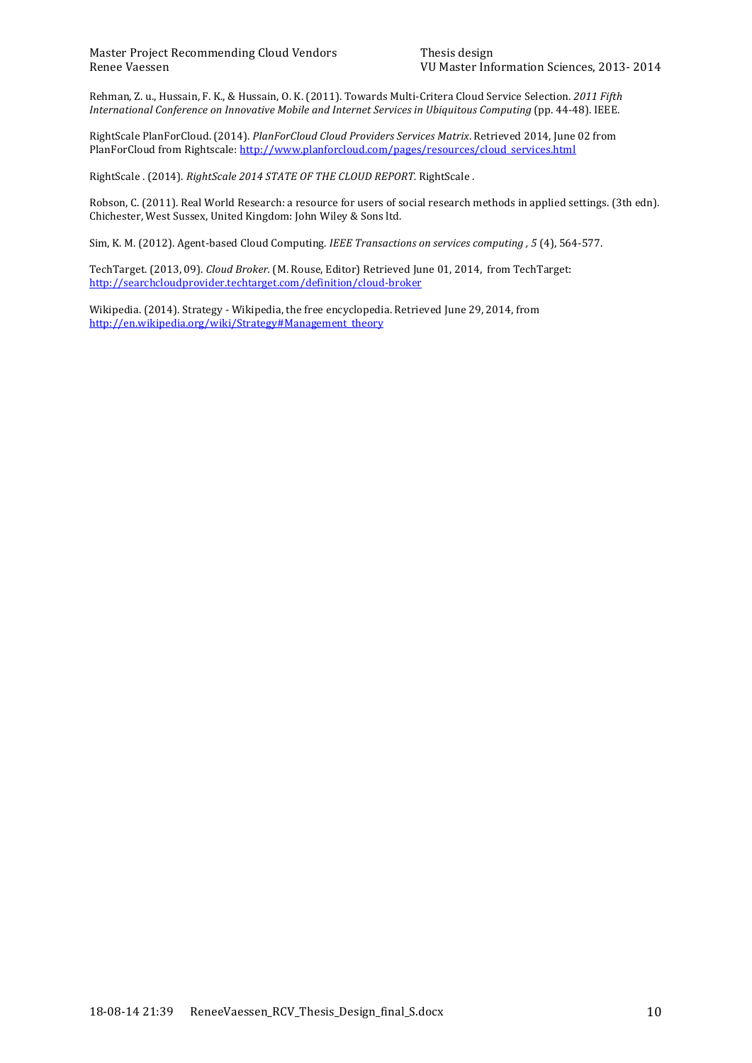Rehman, Z. u., Hussain, F. K., & Hussain, O. K. (2011). Towards Multi-Critera Cloud Service Selection. *2011 Fifth International Conference on Innovative Mobile and Internet Services in Ubiquitous Computing* (pp. 44-48). IEEE.

RightScale PlanForCloud. (2014). *PlanForCloud Cloud Providers Services Matrix*. Retrieved 2014, June 02 from PlanForCloud from Rightscale: http://www.planforcloud.com/pages/resources/cloud_services.html

RightScale . (2014). *RightScale 2014 STATE OF THE CLOUD REPORT*. RightScale .

Robson, C. (2011). Real World Research: a resource for users of social research methods in applied settings. (3th edn). Chichester, West Sussex, United Kingdom: John Wiley & Sons ltd.

Sim, K. M. (2012). Agent-based Cloud Computing. *IEEE Transactions on services computing , 5* (4), 564-577.

TechTarget. (2013, 09). *Cloud Broker*. (M. Rouse, Editor) Retrieved June 01, 2014, from TechTarget: http://searchcloudprovider.techtarget.com/definition/cloud-broker

Wikipedia. (2014). Strategy - Wikipedia, the free encyclopedia. Retrieved June 29, 2014, from http://en.wikipedia.org/wiki/Strategy#Management_theory